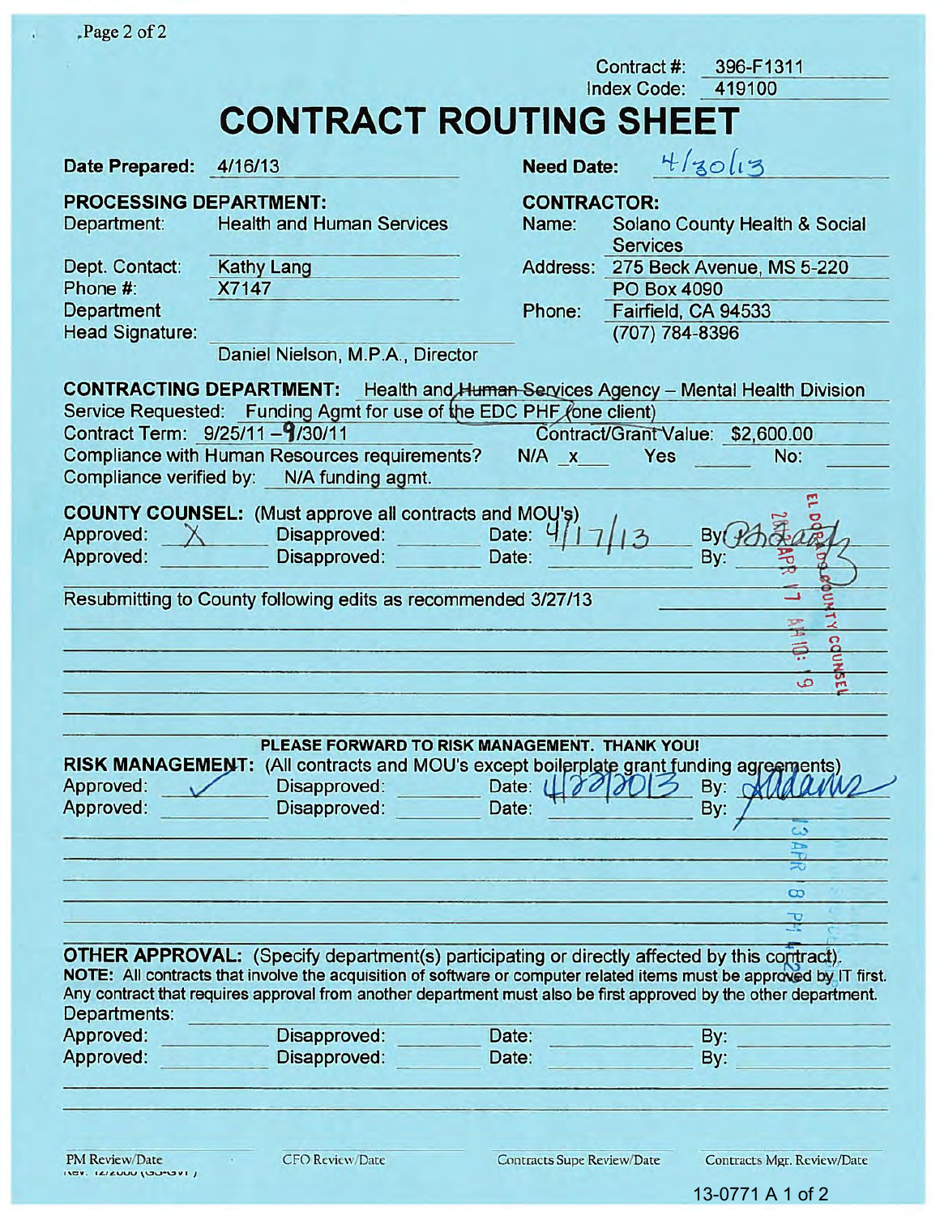Contract #: 396-F1311
Index Code: 419100

# CONTRACT ROUTING SHEET

**Date Prepared:** 4/16/13

**Need Date:** 4/30/13

**PROCESSING DEPARTMENT:**

Department: Health and Human Services

Dept. Contact: Kathy Lang

Phone #: X7147

Department Head Signature: ____________________
Daniel Nielson, M.P.A., Director

**CONTRACTOR:**

Name: Solano County Health & Social Services

Address: 275 Beck Avenue, MS 5-220, PO Box 4090, Fairfield, CA 94533

Phone: (707) 784-8396

**CONTRACTING DEPARTMENT:** Health and ~~Human Services~~ Agency – Mental Health Division

Service Requested: Funding Agmt for use of the EDC PHF (one client)

Contract Term: 9/25/11 – 9/30/11

Contract/Grant Value: $2,600.00

Compliance with Human Resources requirements? N/A x Yes ____ No: ____

Compliance verified by: N/A funding agmt.

**COUNTY COUNSEL:** (Must approve all contracts and MOU's)

| | | | |
|---|---|---|---|
| Approved: X | Disapproved: | Date: 4/17/13 | By: [signature] |
| Approved: | Disapproved: | Date: | By: |

Resubmitting to County following edits as recommended 3/27/13

EL DORADO COUNTY COUNSEL 2013 APR 17 AM 10:19

PLEASE FORWARD TO RISK MANAGEMENT. THANK YOU!

**RISK MANAGEMENT:** (All contracts and MOU's except boilerplate grant funding agreements)

| | | | |
|---|---|---|---|
| Approved: ✓ | Disapproved: | Date: 4/22/2013 | By: Adams |
| Approved: | Disapproved: | Date: | By: |

13 APR 18 PM 4:2

**OTHER APPROVAL:** (Specify department(s) participating or directly affected by this contract).
**NOTE:** All contracts that involve the acquisition of software or computer related items must be approved by IT first. Any contract that requires approval from another department must also be first approved by the other department.

Departments:

| | | | |
|---|---|---|---|
| Approved: | Disapproved: | Date: | By: |
| Approved: | Disapproved: | Date: | By: |

| PM Review/Date | CFO Review/Date | Contracts Supe Review/Date | Contracts Mgr. Review/Date |
|---|---|---|---|

Rev. 12/2000 (GS-GVT)

13-0771 A 1 of 2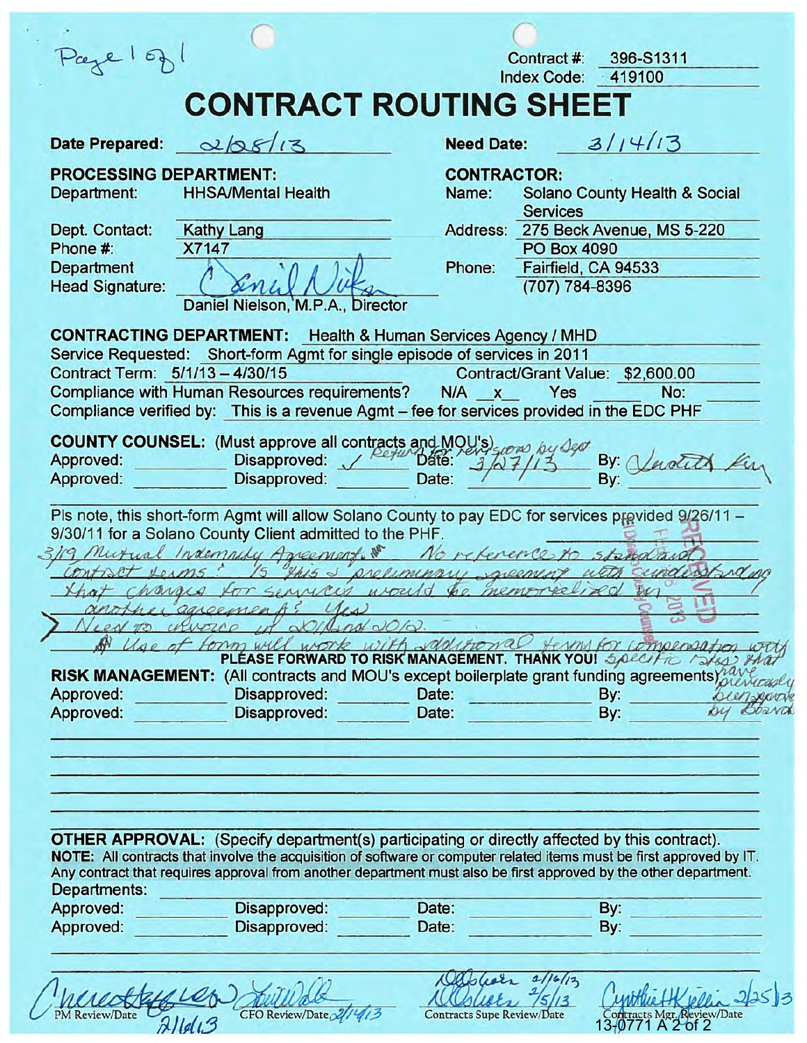Page 1 of 1

Contract #: 396-S1311
Index Code: 419100

# CONTRACT ROUTING SHEET

**Date Prepared:** 2/28/13 **Need Date:** 3/14/13

**PROCESSING DEPARTMENT:**
Department: HHSA/Mental Health
Dept. Contact: Kathy Lang
Phone #: X7147
Department Head Signature: Daniel Nielson
Daniel Nielson, M.P.A., Director

**CONTRACTOR:**
Name: Solano County Health & Social Services
Address: 275 Beck Avenue, MS 5-220
PO Box 4090
Phone: Fairfield, CA 94533
(707) 784-8396

**CONTRACTING DEPARTMENT:** Health & Human Services Agency / MHD
Service Requested: Short-form Agmt for single episode of services in 2011
Contract Term: 5/1/13 – 4/30/15 Contract/Grant Value: $2,600.00
Compliance with Human Resources requirements? N/A x Yes No:
Compliance verified by: This is a revenue Agmt – fee for services provided in the EDC PHF

**COUNTY COUNSEL:** (Must approve all contracts and MOU's)

| | | | |
|---|---|---|---|
| Approved: | Disapproved: ✓ Return for revisions by Dept | Date: 3/27/13 | By: Judith Kay |
| Approved: | Disapproved: | Date: | By: |

Pls note, this short-form Agmt will allow Solano County to pay EDC for services provided 9/26/11 – 9/30/11 for a Solano County Client admitted to the PHF.

3/19 Mutual Indemnity Agreement. No reference to standard contract terms? Is this a preliminary agreement with understanding that charges for services would be memorialized in another agreement? Yes
> Need to invoice in 2011 and 2012.
Use of form will work with additional terms for compensation with specific rates that have previously been approved by Board

RECEIVED

PLEASE FORWARD TO RISK MANAGEMENT. THANK YOU!

**RISK MANAGEMENT:** (All contracts and MOU's except boilerplate grant funding agreements)

| | | | |
|---|---|---|---|
| Approved: | Disapproved: | Date: | By: |
| Approved: | Disapproved: | Date: | By: |

**OTHER APPROVAL:** (Specify department(s) participating or directly affected by this contract).
**NOTE:** All contracts that involve the acquisition of software or computer related items must be first approved by IT. Any contract that requires approval from another department must also be first approved by the other department.

Departments:

| | | | |
|---|---|---|---|
| Approved: | Disapproved: | Date: | By: |
| Approved: | Disapproved: | Date: | By: |

| | | | |
|---|---|---|---|
| PM Review/Date 2/6/13 | CFO Review/Date 2/14/13 | Contracts Supe Review/Date 2/6/13, 2/5/13 | Contracts Mgr. Review/Date 2/25/13 |

13-0771 A 2 of 2